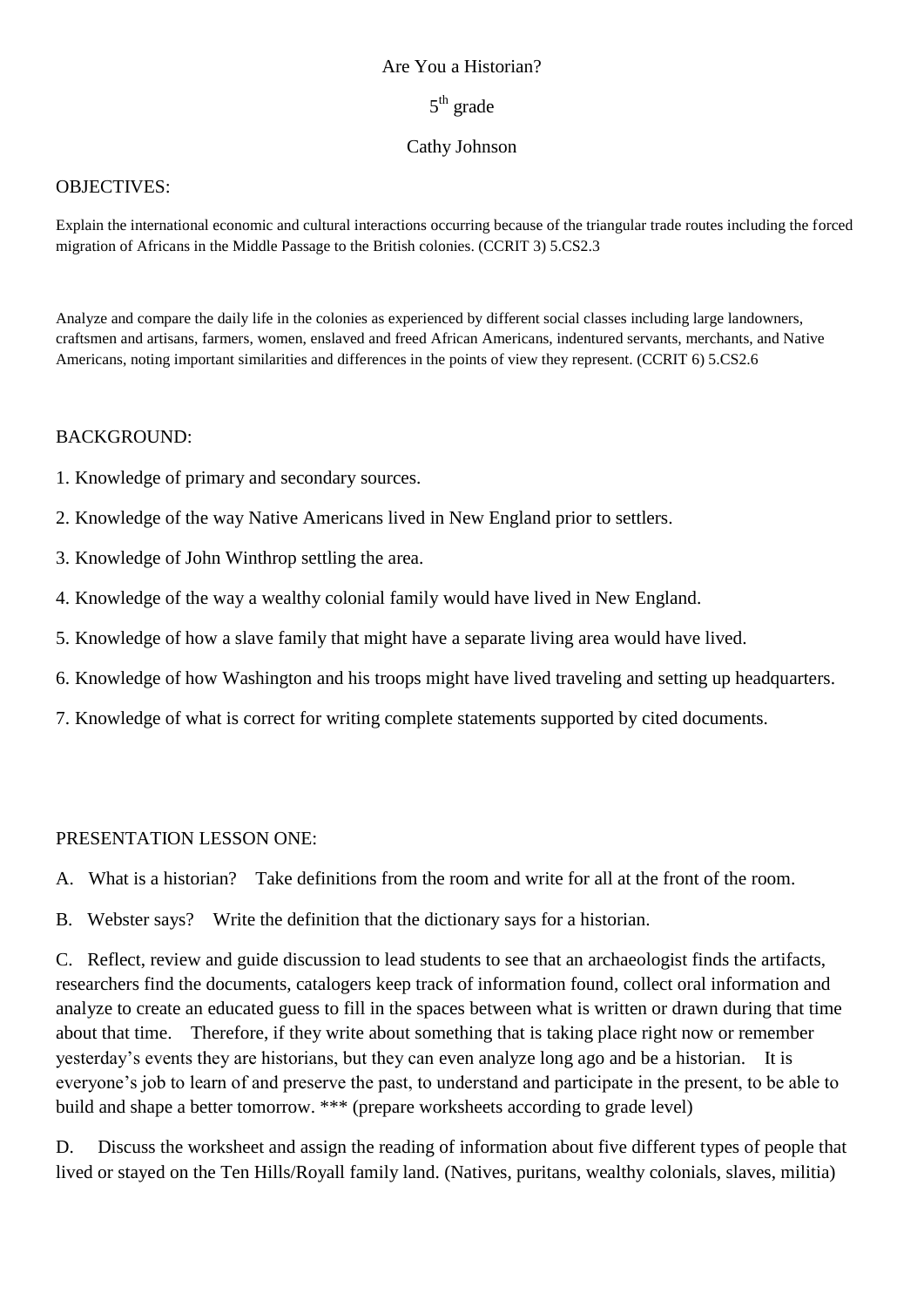# Are You a Historian?

5th grade

Cathy Johnson

## OBJECTIVES:

Explain the international economic and cultural interactions occurring because of the triangular trade routes including the forced migration of Africans in the Middle Passage to the British colonies. (CCRIT 3) 5.CS2.3

Analyze and compare the daily life in the colonies as experienced by different social classes including large landowners, craftsmen and artisans, farmers, women, enslaved and freed African Americans, indentured servants, merchants, and Native Americans, noting important similarities and differences in the points of view they represent. (CCRIT 6) 5.CS2.6

## BACKGROUND:

1. Knowledge of primary and secondary sources.
2. Knowledge of the way Native Americans lived in New England prior to settlers.
3. Knowledge of John Winthrop settling the area.
4. Knowledge of the way a wealthy colonial family would have lived in New England.
5. Knowledge of how a slave family that might have a separate living area would have lived.
6. Knowledge of how Washington and his troops might have lived traveling and setting up headquarters.
7. Knowledge of what is correct for writing complete statements supported by cited documents.

## PRESENTATION LESSON ONE:

A. What is a historian? Take definitions from the room and write for all at the front of the room.

B. Webster says? Write the definition that the dictionary says for a historian.

C. Reflect, review and guide discussion to lead students to see that an archaeologist finds the artifacts, researchers find the documents, catalogers keep track of information found, collect oral information and analyze to create an educated guess to fill in the spaces between what is written or drawn during that time about that time. Therefore, if they write about something that is taking place right now or remember yesterday's events they are historians, but they can even analyze long ago and be a historian. It is everyone's job to learn of and preserve the past, to understand and participate in the present, to be able to build and shape a better tomorrow. *** (prepare worksheets according to grade level)

D. Discuss the worksheet and assign the reading of information about five different types of people that lived or stayed on the Ten Hills/Royall family land. (Natives, puritans, wealthy colonials, slaves, militia)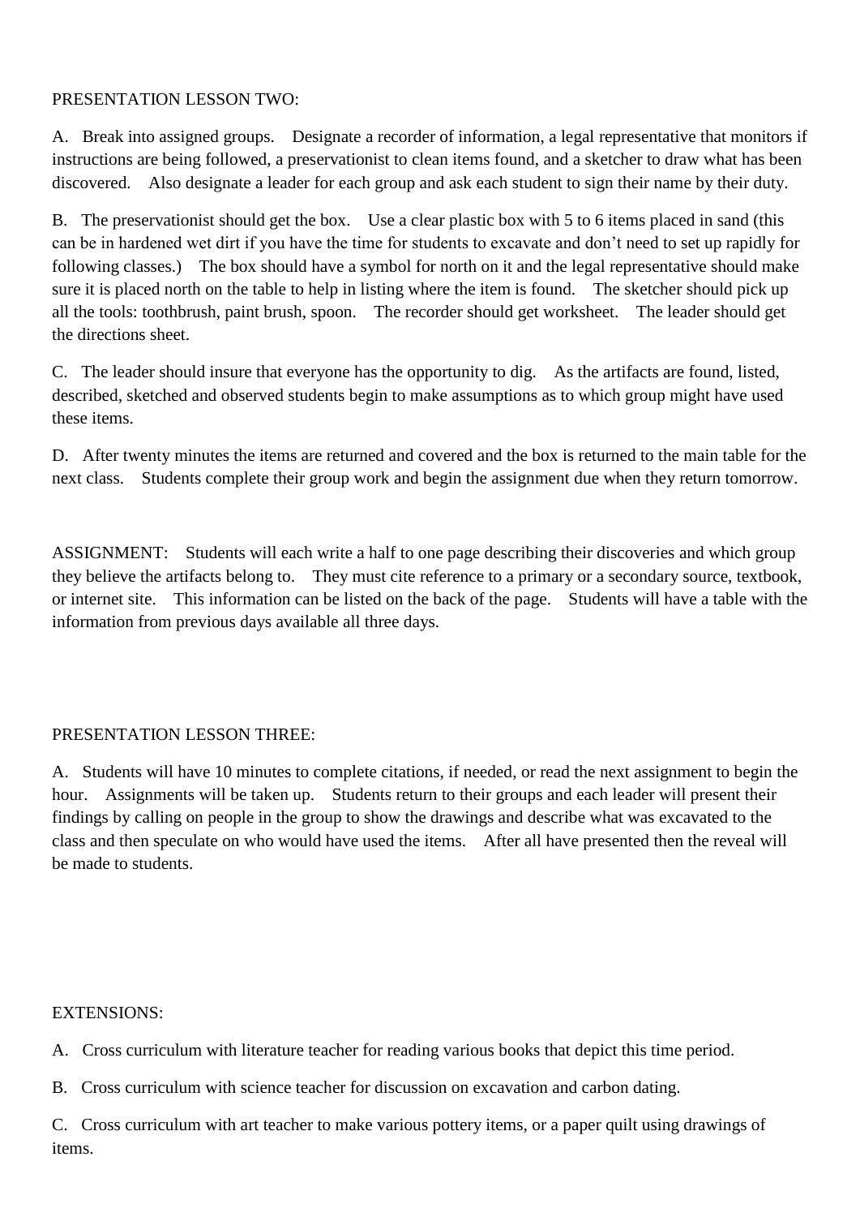PRESENTATION LESSON TWO:

A. Break into assigned groups. Designate a recorder of information, a legal representative that monitors if instructions are being followed, a preservationist to clean items found, and a sketcher to draw what has been discovered. Also designate a leader for each group and ask each student to sign their name by their duty.

B. The preservationist should get the box. Use a clear plastic box with 5 to 6 items placed in sand (this can be in hardened wet dirt if you have the time for students to excavate and don't need to set up rapidly for following classes.) The box should have a symbol for north on it and the legal representative should make sure it is placed north on the table to help in listing where the item is found. The sketcher should pick up all the tools: toothbrush, paint brush, spoon. The recorder should get worksheet. The leader should get the directions sheet.

C. The leader should insure that everyone has the opportunity to dig. As the artifacts are found, listed, described, sketched and observed students begin to make assumptions as to which group might have used these items.

D. After twenty minutes the items are returned and covered and the box is returned to the main table for the next class. Students complete their group work and begin the assignment due when they return tomorrow.

ASSIGNMENT: Students will each write a half to one page describing their discoveries and which group they believe the artifacts belong to. They must cite reference to a primary or a secondary source, textbook, or internet site. This information can be listed on the back of the page. Students will have a table with the information from previous days available all three days.

PRESENTATION LESSON THREE:

A. Students will have 10 minutes to complete citations, if needed, or read the next assignment to begin the hour. Assignments will be taken up. Students return to their groups and each leader will present their findings by calling on people in the group to show the drawings and describe what was excavated to the class and then speculate on who would have used the items. After all have presented then the reveal will be made to students.

EXTENSIONS:

A. Cross curriculum with literature teacher for reading various books that depict this time period.

B. Cross curriculum with science teacher for discussion on excavation and carbon dating.

C. Cross curriculum with art teacher to make various pottery items, or a paper quilt using drawings of items.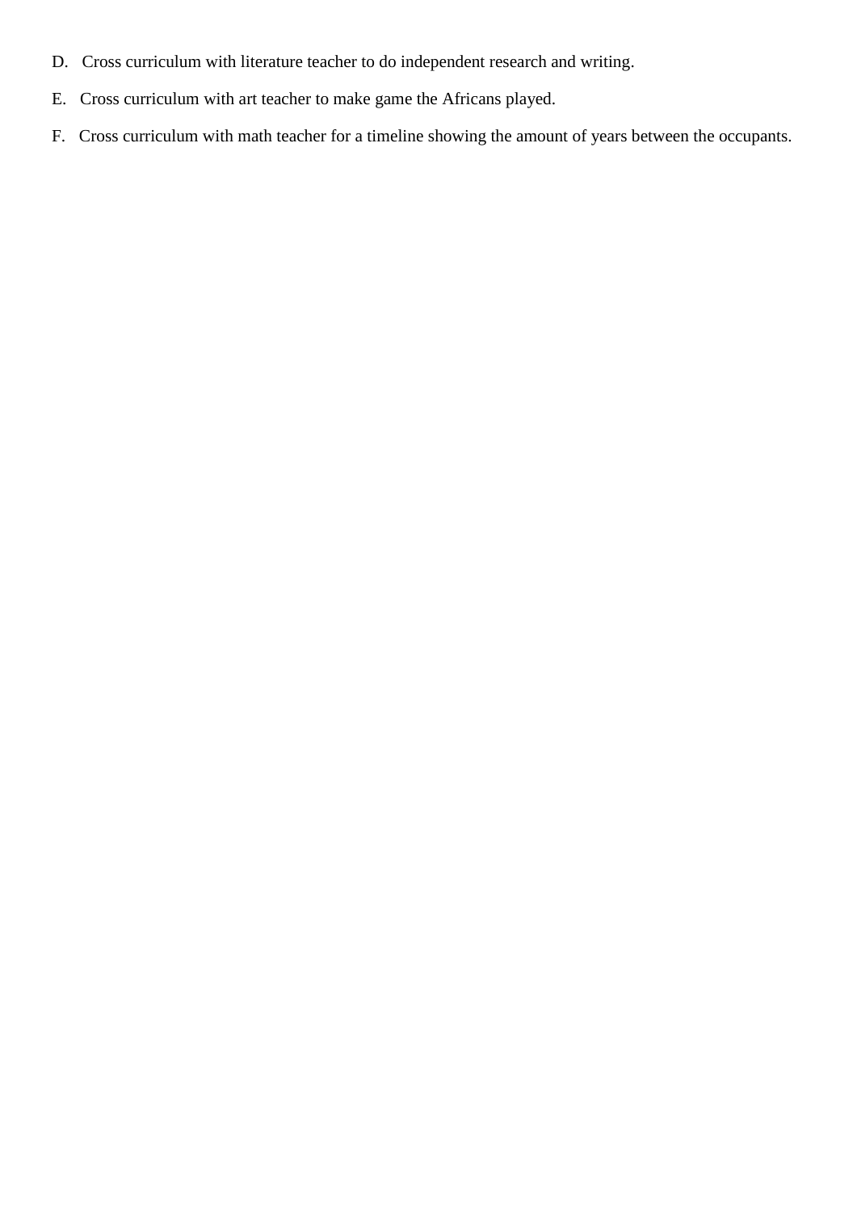D. Cross curriculum with literature teacher to do independent research and writing.

E. Cross curriculum with art teacher to make game the Africans played.

F. Cross curriculum with math teacher for a timeline showing the amount of years between the occupants.